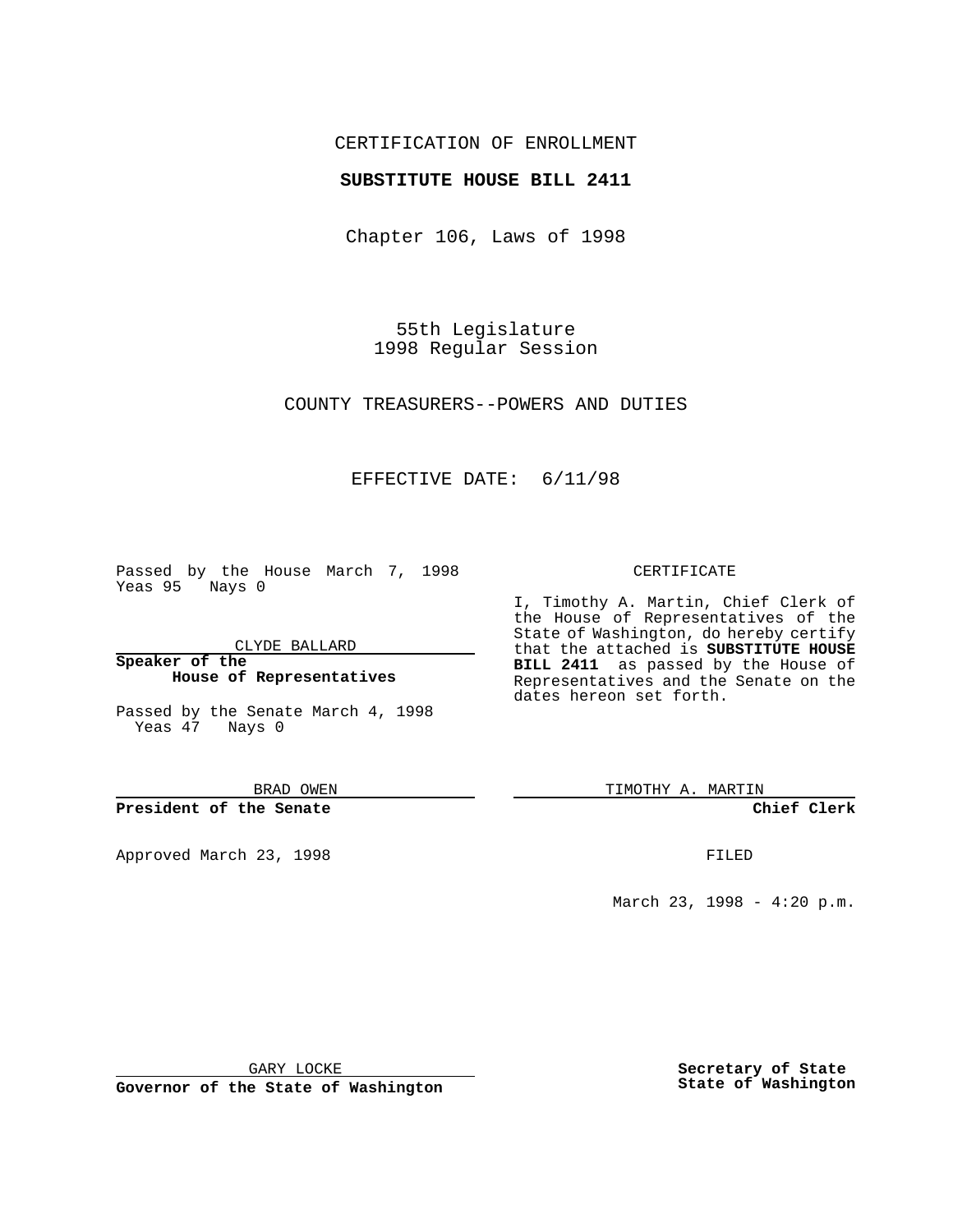CERTIFICATION OF ENROLLMENT

**SUBSTITUTE HOUSE BILL 2411**

Chapter 106, Laws of 1998

55th Legislature
1998 Regular Session

COUNTY TREASURERS--POWERS AND DUTIES

EFFECTIVE DATE: 6/11/98

Passed by the House March 7, 1998
Yeas 95 Nays 0

CLYDE BALLARD

**Speaker of the House of Representatives**

Passed by the Senate March 4, 1998
Yeas 47 Nays 0

BRAD OWEN

**President of the Senate**

Approved March 23, 1998

GARY LOCKE

**Governor of the State of Washington**

CERTIFICATE

I, Timothy A. Martin, Chief Clerk of the House of Representatives of the State of Washington, do hereby certify that the attached is **SUBSTITUTE HOUSE BILL 2411** as passed by the House of Representatives and the Senate on the dates hereon set forth.

TIMOTHY A. MARTIN

**Chief Clerk**

FILED

March 23, 1998 - 4:20 p.m.

**Secretary of State**
**State of Washington**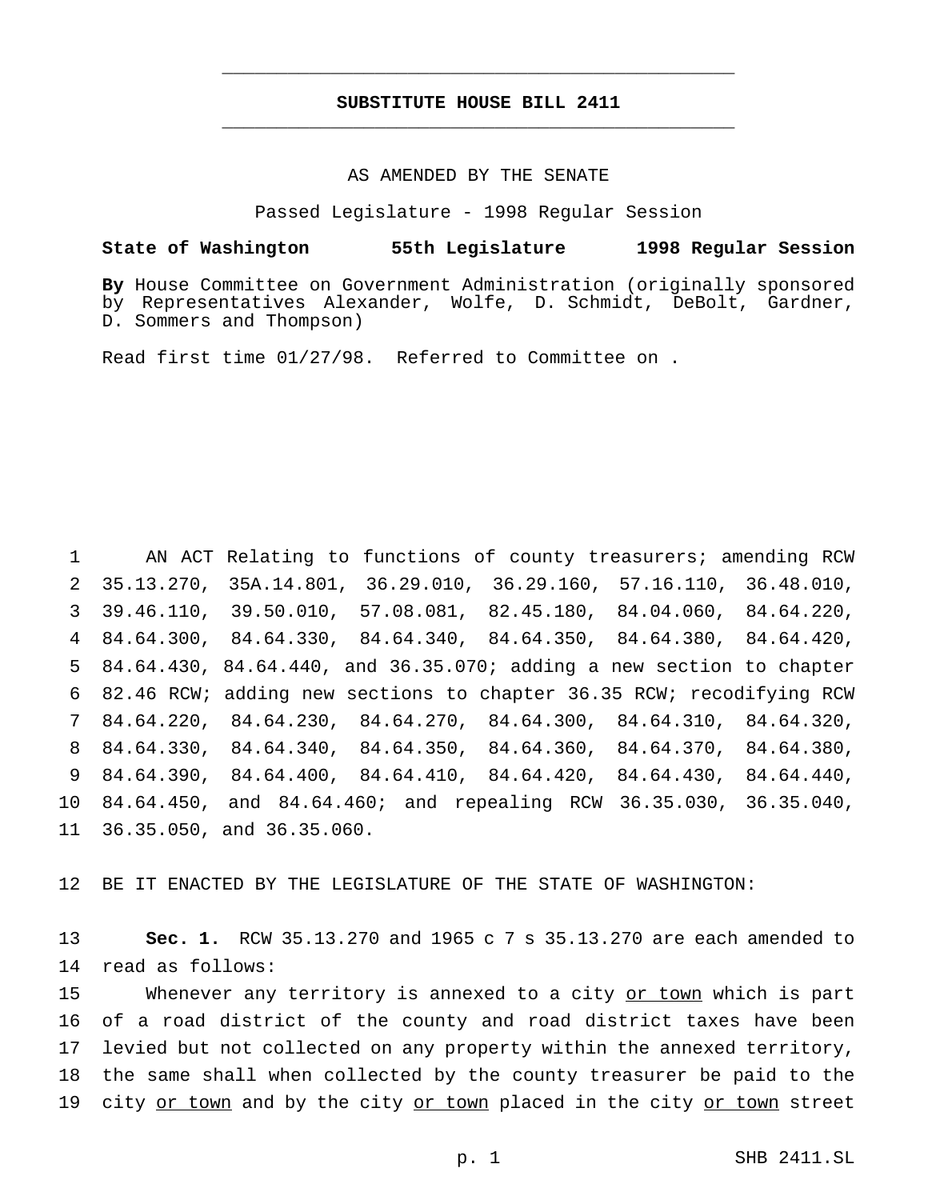# SUBSTITUTE HOUSE BILL 2411

AS AMENDED BY THE SENATE

Passed Legislature - 1998 Regular Session

**State of Washington 55th Legislature 1998 Regular Session**

**By** House Committee on Government Administration (originally sponsored by Representatives Alexander, Wolfe, D. Schmidt, DeBolt, Gardner, D. Sommers and Thompson)

Read first time 01/27/98. Referred to Committee on .

AN ACT Relating to functions of county treasurers; amending RCW 35.13.270, 35A.14.801, 36.29.010, 36.29.160, 57.16.110, 36.48.010, 39.46.110, 39.50.010, 57.08.081, 82.45.180, 84.04.060, 84.64.220, 84.64.300, 84.64.330, 84.64.340, 84.64.350, 84.64.380, 84.64.420, 84.64.430, 84.64.440, and 36.35.070; adding a new section to chapter 82.46 RCW; adding new sections to chapter 36.35 RCW; recodifying RCW 84.64.220, 84.64.230, 84.64.270, 84.64.300, 84.64.310, 84.64.320, 84.64.330, 84.64.340, 84.64.350, 84.64.360, 84.64.370, 84.64.380, 84.64.390, 84.64.400, 84.64.410, 84.64.420, 84.64.430, 84.64.440, 84.64.450, and 84.64.460; and repealing RCW 36.35.030, 36.35.040, 36.35.050, and 36.35.060.

BE IT ENACTED BY THE LEGISLATURE OF THE STATE OF WASHINGTON:

**Sec. 1.** RCW 35.13.270 and 1965 c 7 s 35.13.270 are each amended to read as follows:

Whenever any territory is annexed to a city <u>or town</u> which is part of a road district of the county and road district taxes have been levied but not collected on any property within the annexed territory, the same shall when collected by the county treasurer be paid to the city <u>or town</u> and by the city <u>or town</u> placed in the city <u>or town</u> street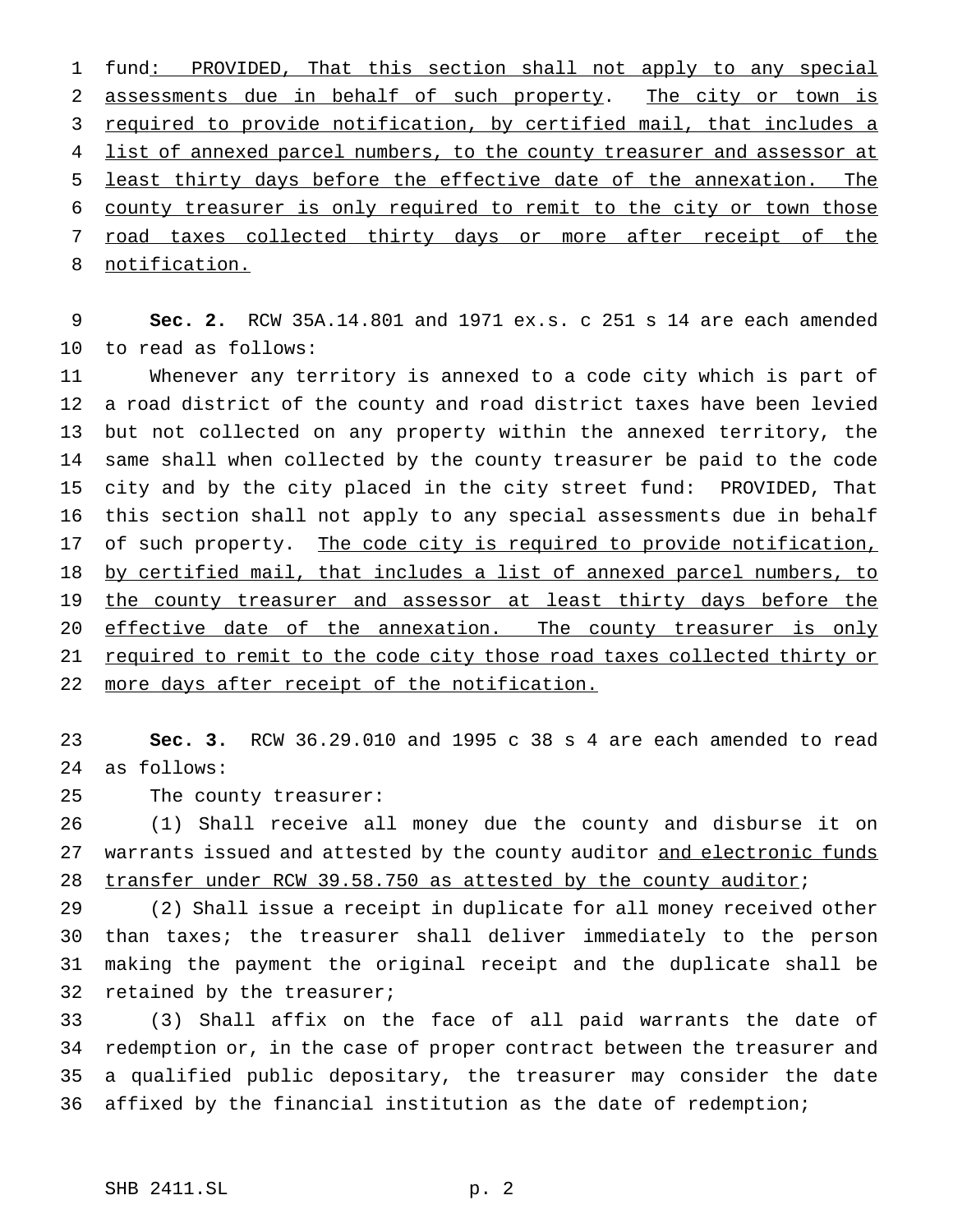fund: PROVIDED, That this section shall not apply to any special assessments due in behalf of such property. The city or town is required to provide notification, by certified mail, that includes a list of annexed parcel numbers, to the county treasurer and assessor at least thirty days before the effective date of the annexation. The county treasurer is only required to remit to the city or town those road taxes collected thirty days or more after receipt of the notification.

**Sec. 2.** RCW 35A.14.801 and 1971 ex.s. c 251 s 14 are each amended to read as follows:

Whenever any territory is annexed to a code city which is part of a road district of the county and road district taxes have been levied but not collected on any property within the annexed territory, the same shall when collected by the county treasurer be paid to the code city and by the city placed in the city street fund: PROVIDED, That this section shall not apply to any special assessments due in behalf of such property. The code city is required to provide notification, by certified mail, that includes a list of annexed parcel numbers, to the county treasurer and assessor at least thirty days before the effective date of the annexation. The county treasurer is only required to remit to the code city those road taxes collected thirty or more days after receipt of the notification.

**Sec. 3.** RCW 36.29.010 and 1995 c 38 s 4 are each amended to read as follows:

The county treasurer:

(1) Shall receive all money due the county and disburse it on warrants issued and attested by the county auditor and electronic funds transfer under RCW 39.58.750 as attested by the county auditor;

(2) Shall issue a receipt in duplicate for all money received other than taxes; the treasurer shall deliver immediately to the person making the payment the original receipt and the duplicate shall be retained by the treasurer;

(3) Shall affix on the face of all paid warrants the date of redemption or, in the case of proper contract between the treasurer and a qualified public depositary, the treasurer may consider the date affixed by the financial institution as the date of redemption;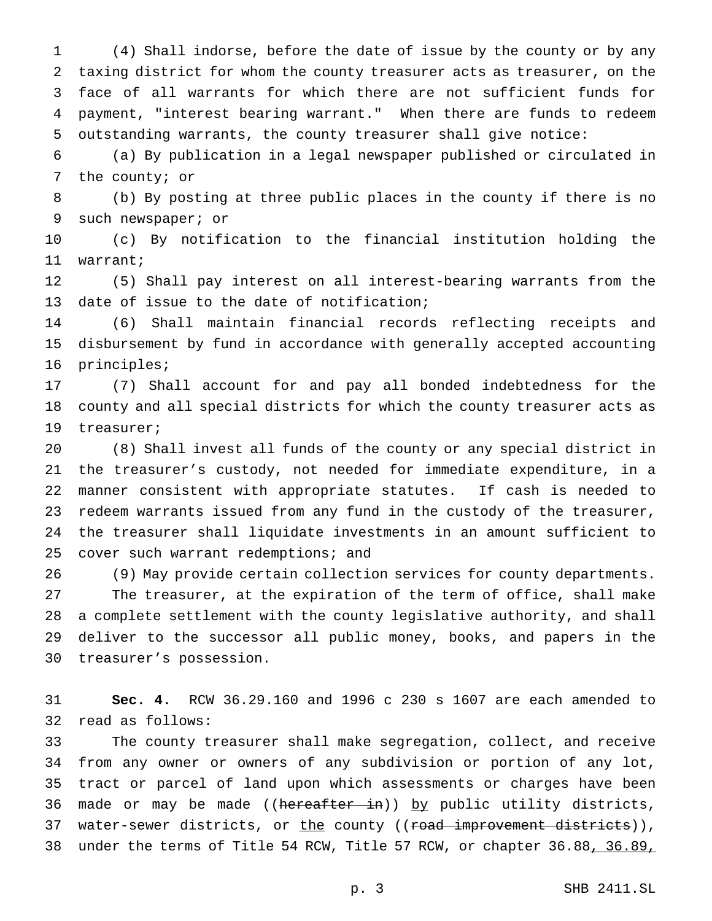(4) Shall indorse, before the date of issue by the county or by any taxing district for whom the county treasurer acts as treasurer, on the face of all warrants for which there are not sufficient funds for payment, "interest bearing warrant." When there are funds to redeem outstanding warrants, the county treasurer shall give notice:

(a) By publication in a legal newspaper published or circulated in the county; or

(b) By posting at three public places in the county if there is no such newspaper; or

(c) By notification to the financial institution holding the warrant;

(5) Shall pay interest on all interest-bearing warrants from the date of issue to the date of notification;

(6) Shall maintain financial records reflecting receipts and disbursement by fund in accordance with generally accepted accounting principles;

(7) Shall account for and pay all bonded indebtedness for the county and all special districts for which the county treasurer acts as treasurer;

(8) Shall invest all funds of the county or any special district in the treasurer's custody, not needed for immediate expenditure, in a manner consistent with appropriate statutes. If cash is needed to redeem warrants issued from any fund in the custody of the treasurer, the treasurer shall liquidate investments in an amount sufficient to cover such warrant redemptions; and

(9) May provide certain collection services for county departments.

The treasurer, at the expiration of the term of office, shall make a complete settlement with the county legislative authority, and shall deliver to the successor all public money, books, and papers in the treasurer's possession.

**Sec. 4.** RCW 36.29.160 and 1996 c 230 s 1607 are each amended to read as follows:

The county treasurer shall make segregation, collect, and receive from any owner or owners of any subdivision or portion of any lot, tract or parcel of land upon which assessments or charges have been made or may be made ((~~hereafter in~~)) <u>by</u> public utility districts, water-sewer districts, or <u>the</u> county ((~~road improvement districts~~)), under the terms of Title 54 RCW, Title 57 RCW, or chapter 36.88<u>, 36.89,</u>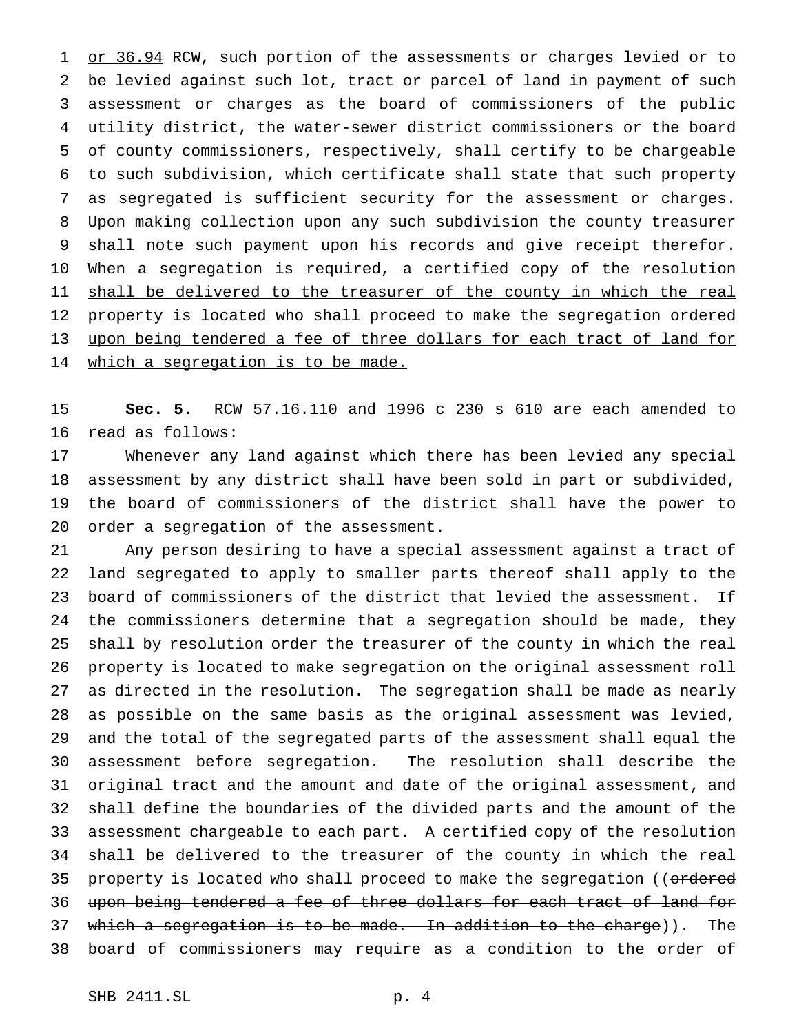or 36.94 RCW, such portion of the assessments or charges levied or to be levied against such lot, tract or parcel of land in payment of such assessment or charges as the board of commissioners of the public utility district, the water-sewer district commissioners or the board of county commissioners, respectively, shall certify to be chargeable to such subdivision, which certificate shall state that such property as segregated is sufficient security for the assessment or charges. Upon making collection upon any such subdivision the county treasurer shall note such payment upon his records and give receipt therefor. When a segregation is required, a certified copy of the resolution shall be delivered to the treasurer of the county in which the real property is located who shall proceed to make the segregation ordered upon being tendered a fee of three dollars for each tract of land for which a segregation is to be made.

**Sec. 5.** RCW 57.16.110 and 1996 c 230 s 610 are each amended to read as follows:

Whenever any land against which there has been levied any special assessment by any district shall have been sold in part or subdivided, the board of commissioners of the district shall have the power to order a segregation of the assessment.

Any person desiring to have a special assessment against a tract of land segregated to apply to smaller parts thereof shall apply to the board of commissioners of the district that levied the assessment. If the commissioners determine that a segregation should be made, they shall by resolution order the treasurer of the county in which the real property is located to make segregation on the original assessment roll as directed in the resolution. The segregation shall be made as nearly as possible on the same basis as the original assessment was levied, and the total of the segregated parts of the assessment shall equal the assessment before segregation. The resolution shall describe the original tract and the amount and date of the original assessment, and shall define the boundaries of the divided parts and the amount of the assessment chargeable to each part. A certified copy of the resolution shall be delivered to the treasurer of the county in which the real property is located who shall proceed to make the segregation ((~~ordered upon being tendered a fee of three dollars for each tract of land for which a segregation is to be made. In addition to the charge~~)). The board of commissioners may require as a condition to the order of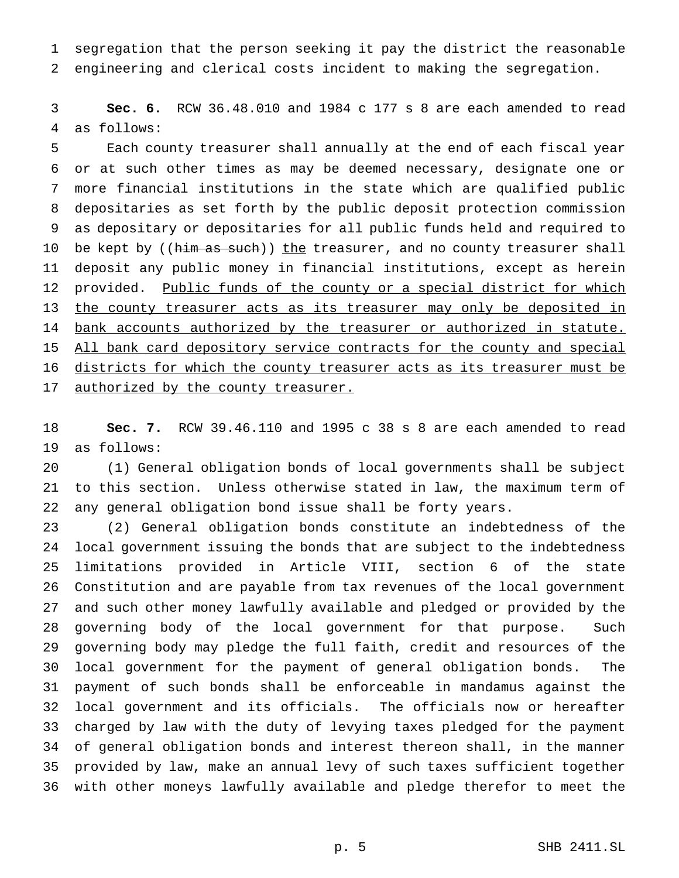segregation that the person seeking it pay the district the reasonable engineering and clerical costs incident to making the segregation.

**Sec. 6.** RCW 36.48.010 and 1984 c 177 s 8 are each amended to read as follows:

Each county treasurer shall annually at the end of each fiscal year or at such other times as may be deemed necessary, designate one or more financial institutions in the state which are qualified public depositaries as set forth by the public deposit protection commission as depositary or depositaries for all public funds held and required to be kept by ((~~him as such~~)) <u>the</u> treasurer, and no county treasurer shall deposit any public money in financial institutions, except as herein provided. <u>Public funds of the county or a special district for which the county treasurer acts as its treasurer may only be deposited in bank accounts authorized by the treasurer or authorized in statute. All bank card depository service contracts for the county and special districts for which the county treasurer acts as its treasurer must be authorized by the county treasurer.</u>

**Sec. 7.** RCW 39.46.110 and 1995 c 38 s 8 are each amended to read as follows:

(1) General obligation bonds of local governments shall be subject to this section. Unless otherwise stated in law, the maximum term of any general obligation bond issue shall be forty years.

(2) General obligation bonds constitute an indebtedness of the local government issuing the bonds that are subject to the indebtedness limitations provided in Article VIII, section 6 of the state Constitution and are payable from tax revenues of the local government and such other money lawfully available and pledged or provided by the governing body of the local government for that purpose. Such governing body may pledge the full faith, credit and resources of the local government for the payment of general obligation bonds. The payment of such bonds shall be enforceable in mandamus against the local government and its officials. The officials now or hereafter charged by law with the duty of levying taxes pledged for the payment of general obligation bonds and interest thereon shall, in the manner provided by law, make an annual levy of such taxes sufficient together with other moneys lawfully available and pledge therefor to meet the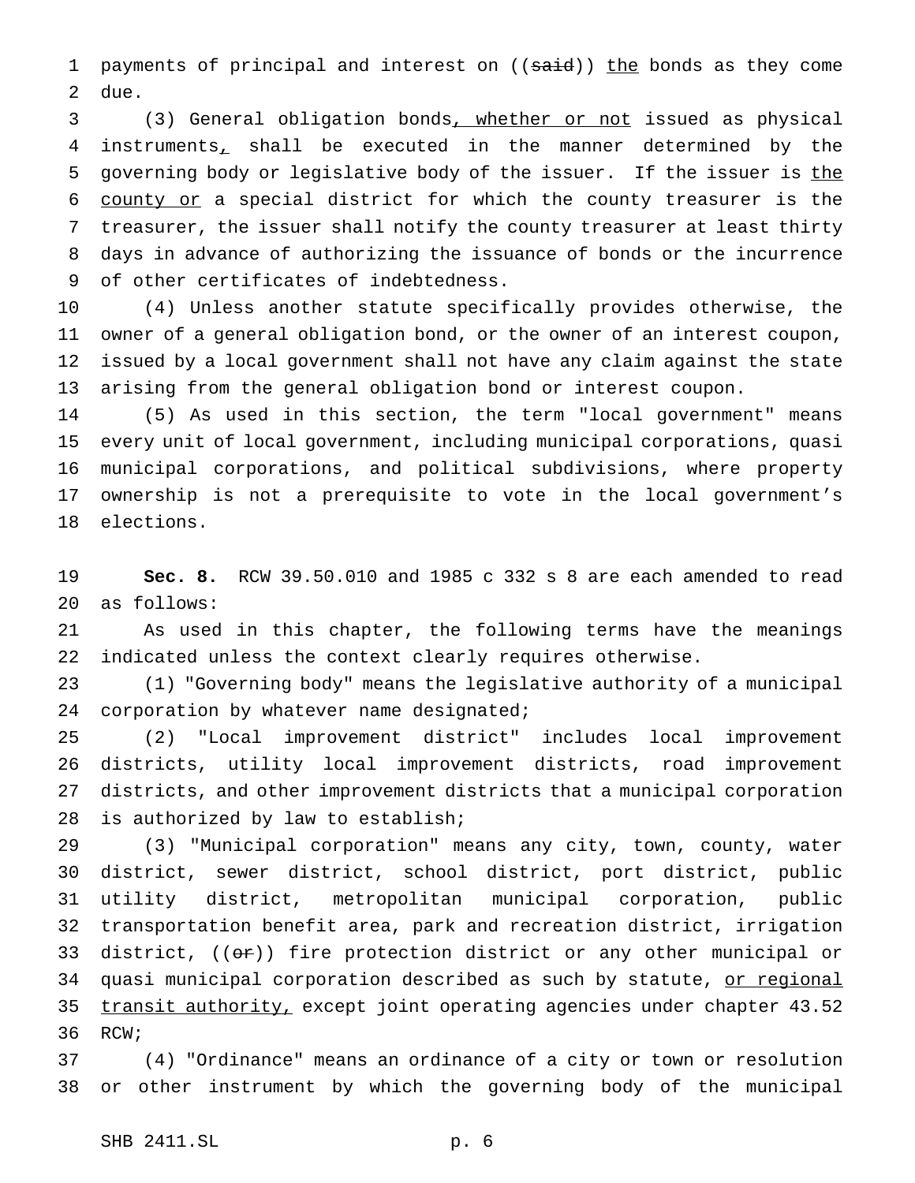payments of principal and interest on ((~~said~~)) <u>the</u> bonds as they come due.

(3) General obligation bonds<u>, whether or not</u> issued as physical instruments<u>,</u> shall be executed in the manner determined by the governing body or legislative body of the issuer. If the issuer is <u>the county or</u> a special district for which the county treasurer is the treasurer, the issuer shall notify the county treasurer at least thirty days in advance of authorizing the issuance of bonds or the incurrence of other certificates of indebtedness.

(4) Unless another statute specifically provides otherwise, the owner of a general obligation bond, or the owner of an interest coupon, issued by a local government shall not have any claim against the state arising from the general obligation bond or interest coupon.

(5) As used in this section, the term "local government" means every unit of local government, including municipal corporations, quasi municipal corporations, and political subdivisions, where property ownership is not a prerequisite to vote in the local government's elections.

**Sec. 8.** RCW 39.50.010 and 1985 c 332 s 8 are each amended to read as follows:

As used in this chapter, the following terms have the meanings indicated unless the context clearly requires otherwise.

(1) "Governing body" means the legislative authority of a municipal corporation by whatever name designated;

(2) "Local improvement district" includes local improvement districts, utility local improvement districts, road improvement districts, and other improvement districts that a municipal corporation is authorized by law to establish;

(3) "Municipal corporation" means any city, town, county, water district, sewer district, school district, port district, public utility district, metropolitan municipal corporation, public transportation benefit area, park and recreation district, irrigation district, ((~~or~~)) fire protection district or any other municipal or quasi municipal corporation described as such by statute, <u>or regional transit authority,</u> except joint operating agencies under chapter 43.52 RCW;

(4) "Ordinance" means an ordinance of a city or town or resolution or other instrument by which the governing body of the municipal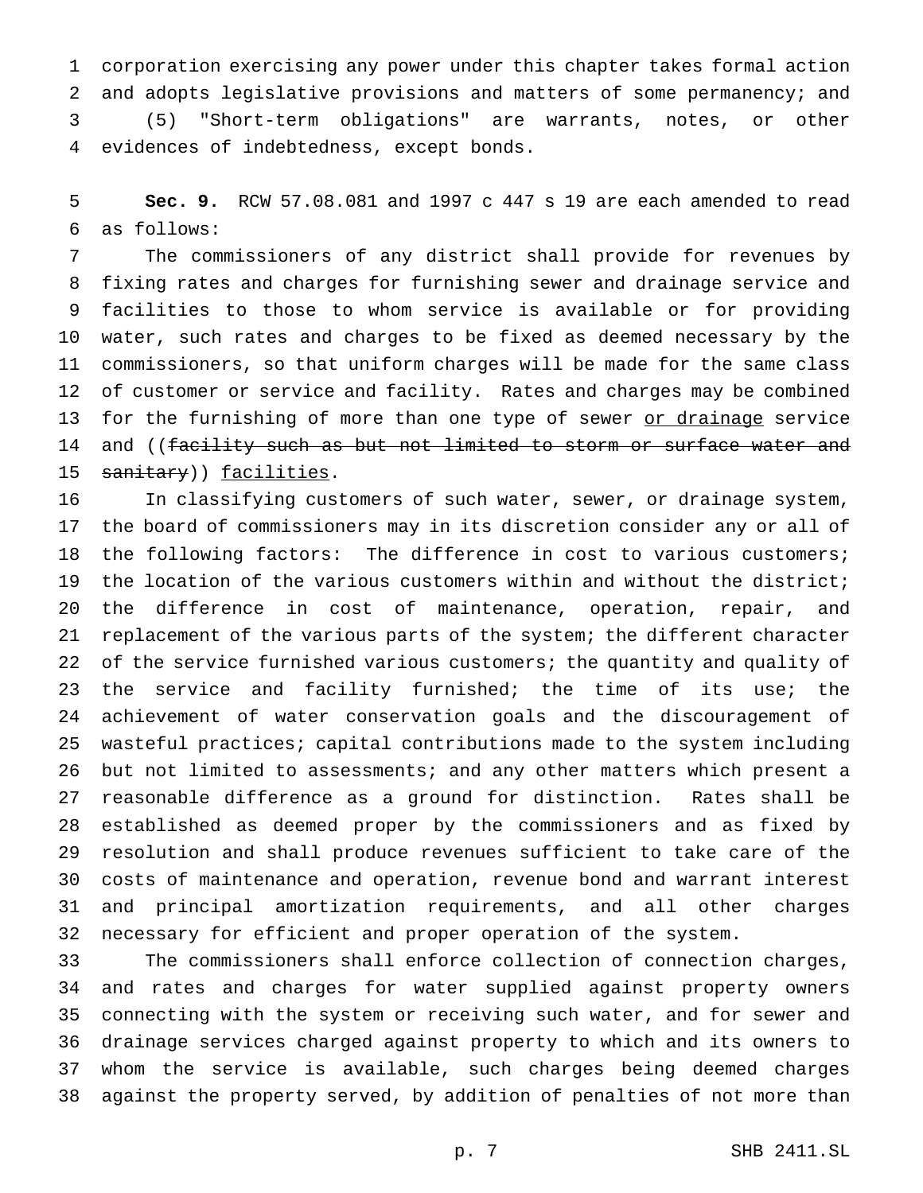corporation exercising any power under this chapter takes formal action and adopts legislative provisions and matters of some permanency; and

(5) "Short-term obligations" are warrants, notes, or other evidences of indebtedness, except bonds.

**Sec. 9.** RCW 57.08.081 and 1997 c 447 s 19 are each amended to read as follows:

The commissioners of any district shall provide for revenues by fixing rates and charges for furnishing sewer and drainage service and facilities to those to whom service is available or for providing water, such rates and charges to be fixed as deemed necessary by the commissioners, so that uniform charges will be made for the same class of customer or service and facility. Rates and charges may be combined for the furnishing of more than one type of sewer or drainage service and ((~~facility such as but not limited to storm or surface water and sanitary~~)) facilities.

In classifying customers of such water, sewer, or drainage system, the board of commissioners may in its discretion consider any or all of the following factors: The difference in cost to various customers; the location of the various customers within and without the district; the difference in cost of maintenance, operation, repair, and replacement of the various parts of the system; the different character of the service furnished various customers; the quantity and quality of the service and facility furnished; the time of its use; the achievement of water conservation goals and the discouragement of wasteful practices; capital contributions made to the system including but not limited to assessments; and any other matters which present a reasonable difference as a ground for distinction. Rates shall be established as deemed proper by the commissioners and as fixed by resolution and shall produce revenues sufficient to take care of the costs of maintenance and operation, revenue bond and warrant interest and principal amortization requirements, and all other charges necessary for efficient and proper operation of the system.

The commissioners shall enforce collection of connection charges, and rates and charges for water supplied against property owners connecting with the system or receiving such water, and for sewer and drainage services charged against property to which and its owners to whom the service is available, such charges being deemed charges against the property served, by addition of penalties of not more than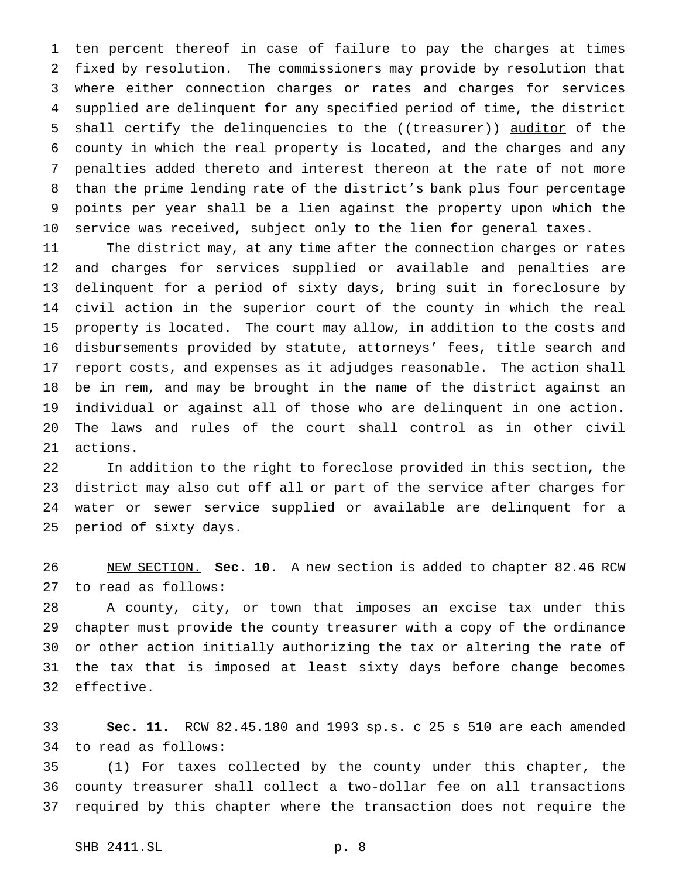ten percent thereof in case of failure to pay the charges at times fixed by resolution. The commissioners may provide by resolution that where either connection charges or rates and charges for services supplied are delinquent for any specified period of time, the district shall certify the delinquencies to the ((~~treasurer~~)) <u>auditor</u> of the county in which the real property is located, and the charges and any penalties added thereto and interest thereon at the rate of not more than the prime lending rate of the district's bank plus four percentage points per year shall be a lien against the property upon which the service was received, subject only to the lien for general taxes.

The district may, at any time after the connection charges or rates and charges for services supplied or available and penalties are delinquent for a period of sixty days, bring suit in foreclosure by civil action in the superior court of the county in which the real property is located. The court may allow, in addition to the costs and disbursements provided by statute, attorneys' fees, title search and report costs, and expenses as it adjudges reasonable. The action shall be in rem, and may be brought in the name of the district against an individual or against all of those who are delinquent in one action. The laws and rules of the court shall control as in other civil actions.

In addition to the right to foreclose provided in this section, the district may also cut off all or part of the service after charges for water or sewer service supplied or available are delinquent for a period of sixty days.

<u>NEW SECTION.</u> **Sec. 10.** A new section is added to chapter 82.46 RCW to read as follows:

A county, city, or town that imposes an excise tax under this chapter must provide the county treasurer with a copy of the ordinance or other action initially authorizing the tax or altering the rate of the tax that is imposed at least sixty days before change becomes effective.

**Sec. 11.** RCW 82.45.180 and 1993 sp.s. c 25 s 510 are each amended to read as follows:

(1) For taxes collected by the county under this chapter, the county treasurer shall collect a two-dollar fee on all transactions required by this chapter where the transaction does not require the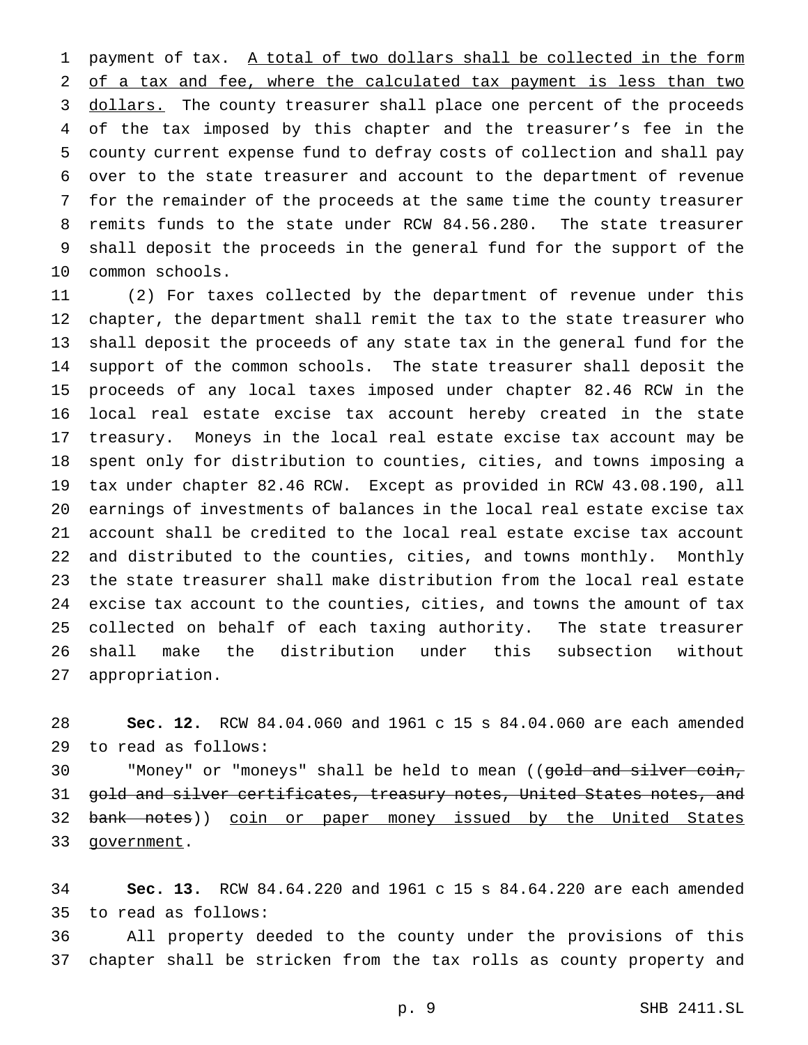payment of tax. <u>A total of two dollars shall be collected in the form of a tax and fee, where the calculated tax payment is less than two dollars.</u> The county treasurer shall place one percent of the proceeds of the tax imposed by this chapter and the treasurer's fee in the county current expense fund to defray costs of collection and shall pay over to the state treasurer and account to the department of revenue for the remainder of the proceeds at the same time the county treasurer remits funds to the state under RCW 84.56.280. The state treasurer shall deposit the proceeds in the general fund for the support of the common schools.

(2) For taxes collected by the department of revenue under this chapter, the department shall remit the tax to the state treasurer who shall deposit the proceeds of any state tax in the general fund for the support of the common schools. The state treasurer shall deposit the proceeds of any local taxes imposed under chapter 82.46 RCW in the local real estate excise tax account hereby created in the state treasury. Moneys in the local real estate excise tax account may be spent only for distribution to counties, cities, and towns imposing a tax under chapter 82.46 RCW. Except as provided in RCW 43.08.190, all earnings of investments of balances in the local real estate excise tax account shall be credited to the local real estate excise tax account and distributed to the counties, cities, and towns monthly. Monthly the state treasurer shall make distribution from the local real estate excise tax account to the counties, cities, and towns the amount of tax collected on behalf of each taxing authority. The state treasurer shall make the distribution under this subsection without appropriation.

**Sec. 12.** RCW 84.04.060 and 1961 c 15 s 84.04.060 are each amended to read as follows:

"Money" or "moneys" shall be held to mean ((~~gold and silver coin, gold and silver certificates, treasury notes, United States notes, and bank notes~~)) <u>coin or paper money issued by the United States government</u>.

**Sec. 13.** RCW 84.64.220 and 1961 c 15 s 84.64.220 are each amended to read as follows:

All property deeded to the county under the provisions of this chapter shall be stricken from the tax rolls as county property and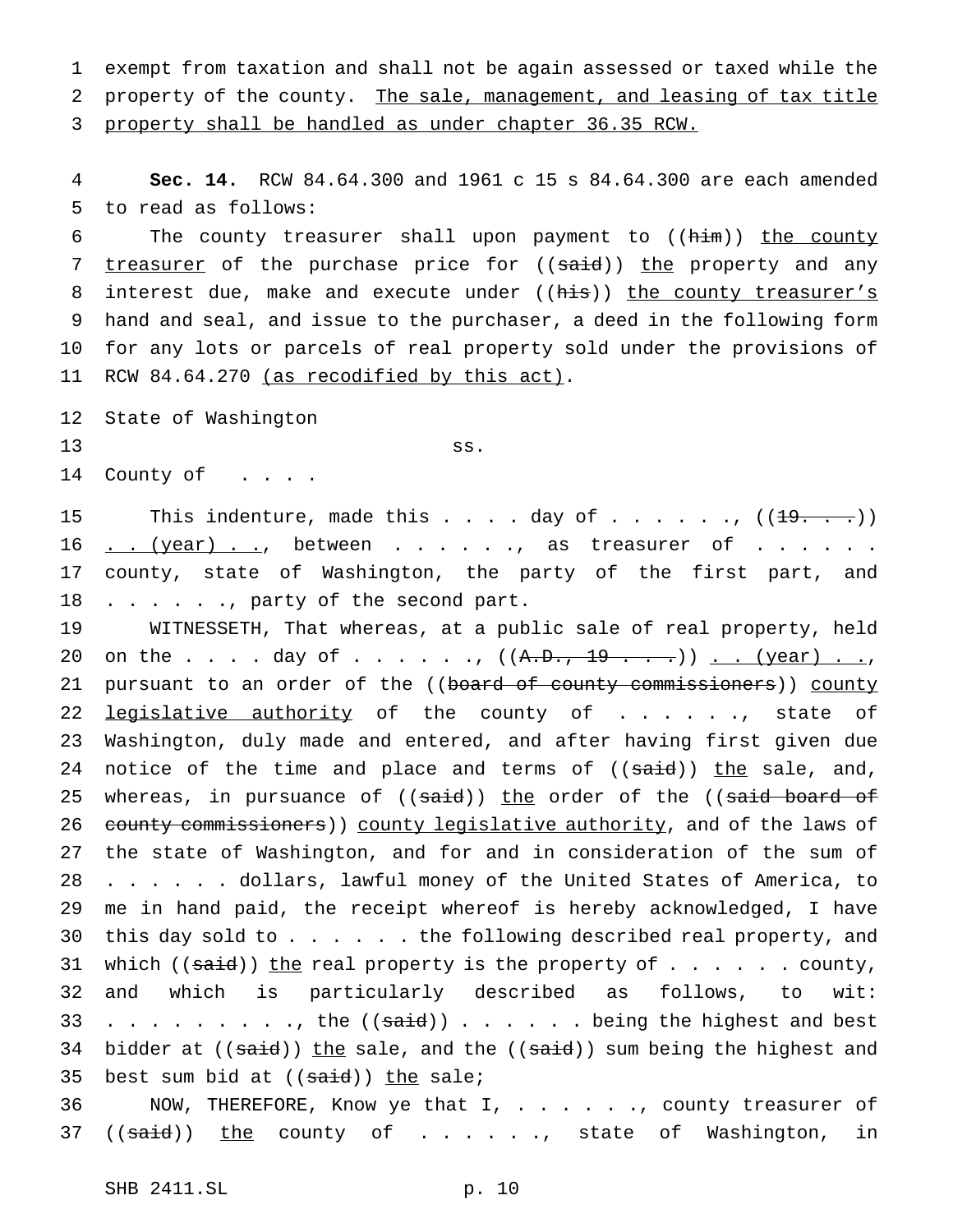exempt from taxation and shall not be again assessed or taxed while the property of the county. <u>The sale, management, and leasing of tax title property shall be handled as under chapter 36.35 RCW.</u>

**Sec. 14.** RCW 84.64.300 and 1961 c 15 s 84.64.300 are each amended to read as follows:

The county treasurer shall upon payment to ((~~him~~)) <u>the county treasurer</u> of the purchase price for ((~~said~~)) <u>the</u> property and any interest due, make and execute under ((~~his~~)) <u>the county treasurer's</u> hand and seal, and issue to the purchaser, a deed in the following form for any lots or parcels of real property sold under the provisions of RCW 84.64.270 <u>(as recodified by this act)</u>.

State of Washington
ss.
County of . . . .

This indenture, made this . . . . day of . . . . . ., ((~~19. . . .~~)) <u>. . (year) . .</u>, between . . . . . ., as treasurer of . . . . . . county, state of Washington, the party of the first part, and . . . . . ., party of the second part.

WITNESSETH, That whereas, at a public sale of real property, held on the . . . . day of . . . . . ., ((~~A.D., 19 . . . .~~)) <u>. . (year) . .</u>, pursuant to an order of the ((~~board of county commissioners~~)) <u>county legislative authority</u> of the county of . . . . . ., state of Washington, duly made and entered, and after having first given due notice of the time and place and terms of ((~~said~~)) <u>the</u> sale, and, whereas, in pursuance of ((~~said~~)) <u>the</u> order of the ((~~said board of county commissioners~~)) <u>county legislative authority</u>, and of the laws of the state of Washington, and for and in consideration of the sum of . . . . . . dollars, lawful money of the United States of America, to me in hand paid, the receipt whereof is hereby acknowledged, I have this day sold to . . . . . . the following described real property, and which ((~~said~~)) <u>the</u> real property is the property of . . . . . . county, and which is particularly described as follows, to wit: . . . . . . . . . ., the ((~~said~~)) . . . . . . being the highest and best bidder at ((~~said~~)) <u>the</u> sale, and the ((~~said~~)) sum being the highest and best sum bid at ((~~said~~)) <u>the</u> sale;

NOW, THEREFORE, Know ye that I, . . . . . ., county treasurer of ((~~said~~)) <u>the</u> county of . . . . . ., state of Washington, in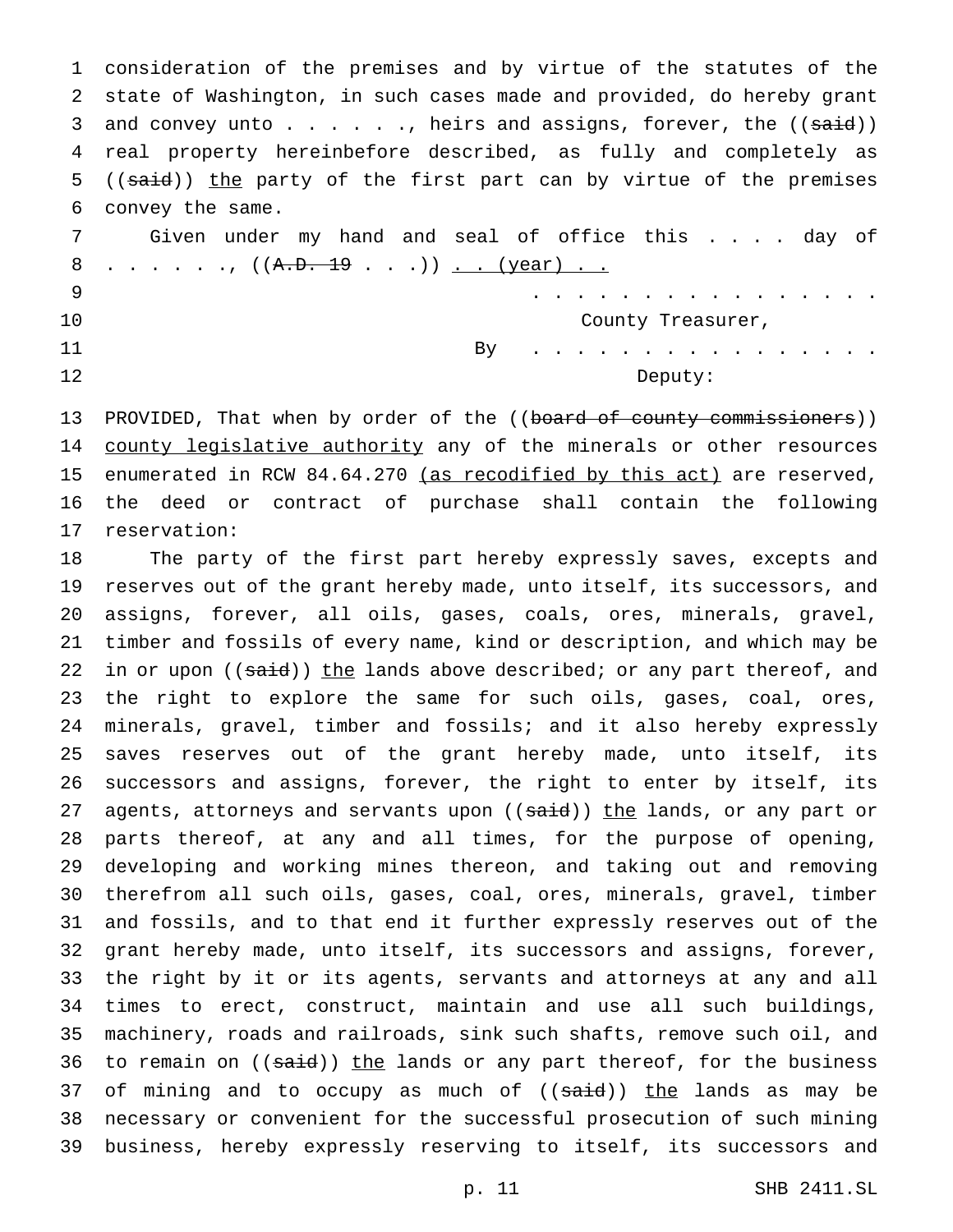consideration of the premises and by virtue of the statutes of the state of Washington, in such cases made and provided, do hereby grant and convey unto . . . . . ., heirs and assigns, forever, the ((~~said~~)) real property hereinbefore described, as fully and completely as ((~~said~~)) <u>the</u> party of the first part can by virtue of the premises convey the same.

Given under my hand and seal of office this . . . . day of . . . . . . ., ((~~A.D. 19~~ . . .)) <u>. . (year) . .</u>

. . . . . . . . . . . . . . . . .

County Treasurer,

By . . . . . . . . . . . . . . . . .

Deputy:

PROVIDED, That when by order of the ((~~board of county commissioners~~)) <u>county legislative authority</u> any of the minerals or other resources enumerated in RCW 84.64.270 <u>(as recodified by this act)</u> are reserved, the deed or contract of purchase shall contain the following reservation:

The party of the first part hereby expressly saves, excepts and reserves out of the grant hereby made, unto itself, its successors, and assigns, forever, all oils, gases, coals, ores, minerals, gravel, timber and fossils of every name, kind or description, and which may be in or upon ((~~said~~)) <u>the</u> lands above described; or any part thereof, and the right to explore the same for such oils, gases, coal, ores, minerals, gravel, timber and fossils; and it also hereby expressly saves reserves out of the grant hereby made, unto itself, its successors and assigns, forever, the right to enter by itself, its agents, attorneys and servants upon ((~~said~~)) <u>the</u> lands, or any part or parts thereof, at any and all times, for the purpose of opening, developing and working mines thereon, and taking out and removing therefrom all such oils, gases, coal, ores, minerals, gravel, timber and fossils, and to that end it further expressly reserves out of the grant hereby made, unto itself, its successors and assigns, forever, the right by it or its agents, servants and attorneys at any and all times to erect, construct, maintain and use all such buildings, machinery, roads and railroads, sink such shafts, remove such oil, and to remain on ((~~said~~)) <u>the</u> lands or any part thereof, for the business of mining and to occupy as much of ((~~said~~)) <u>the</u> lands as may be necessary or convenient for the successful prosecution of such mining business, hereby expressly reserving to itself, its successors and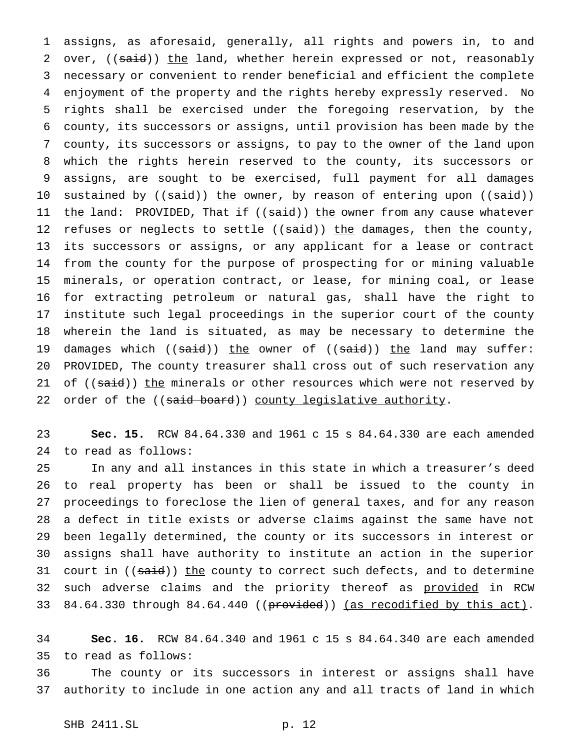assigns, as aforesaid, generally, all rights and powers in, to and over, ((~~said~~)) <u>the</u> land, whether herein expressed or not, reasonably necessary or convenient to render beneficial and efficient the complete enjoyment of the property and the rights hereby expressly reserved. No rights shall be exercised under the foregoing reservation, by the county, its successors or assigns, until provision has been made by the county, its successors or assigns, to pay to the owner of the land upon which the rights herein reserved to the county, its successors or assigns, are sought to be exercised, full payment for all damages sustained by ((~~said~~)) <u>the</u> owner, by reason of entering upon ((~~said~~)) <u>the</u> land: PROVIDED, That if ((~~said~~)) <u>the</u> owner from any cause whatever refuses or neglects to settle ((~~said~~)) <u>the</u> damages, then the county, its successors or assigns, or any applicant for a lease or contract from the county for the purpose of prospecting for or mining valuable minerals, or operation contract, or lease, for mining coal, or lease for extracting petroleum or natural gas, shall have the right to institute such legal proceedings in the superior court of the county wherein the land is situated, as may be necessary to determine the damages which ((~~said~~)) <u>the</u> owner of ((~~said~~)) <u>the</u> land may suffer: PROVIDED, The county treasurer shall cross out of such reservation any of ((~~said~~)) <u>the</u> minerals or other resources which were not reserved by order of the ((~~said board~~)) <u>county legislative authority</u>.

**Sec. 15.** RCW 84.64.330 and 1961 c 15 s 84.64.330 are each amended to read as follows:

In any and all instances in this state in which a treasurer's deed to real property has been or shall be issued to the county in proceedings to foreclose the lien of general taxes, and for any reason a defect in title exists or adverse claims against the same have not been legally determined, the county or its successors in interest or assigns shall have authority to institute an action in the superior court in ((~~said~~)) <u>the</u> county to correct such defects, and to determine such adverse claims and the priority thereof as <u>provided</u> in RCW 84.64.330 through 84.64.440 ((~~provided~~)) <u>(as recodified by this act)</u>.

**Sec. 16.** RCW 84.64.340 and 1961 c 15 s 84.64.340 are each amended to read as follows:

The county or its successors in interest or assigns shall have authority to include in one action any and all tracts of land in which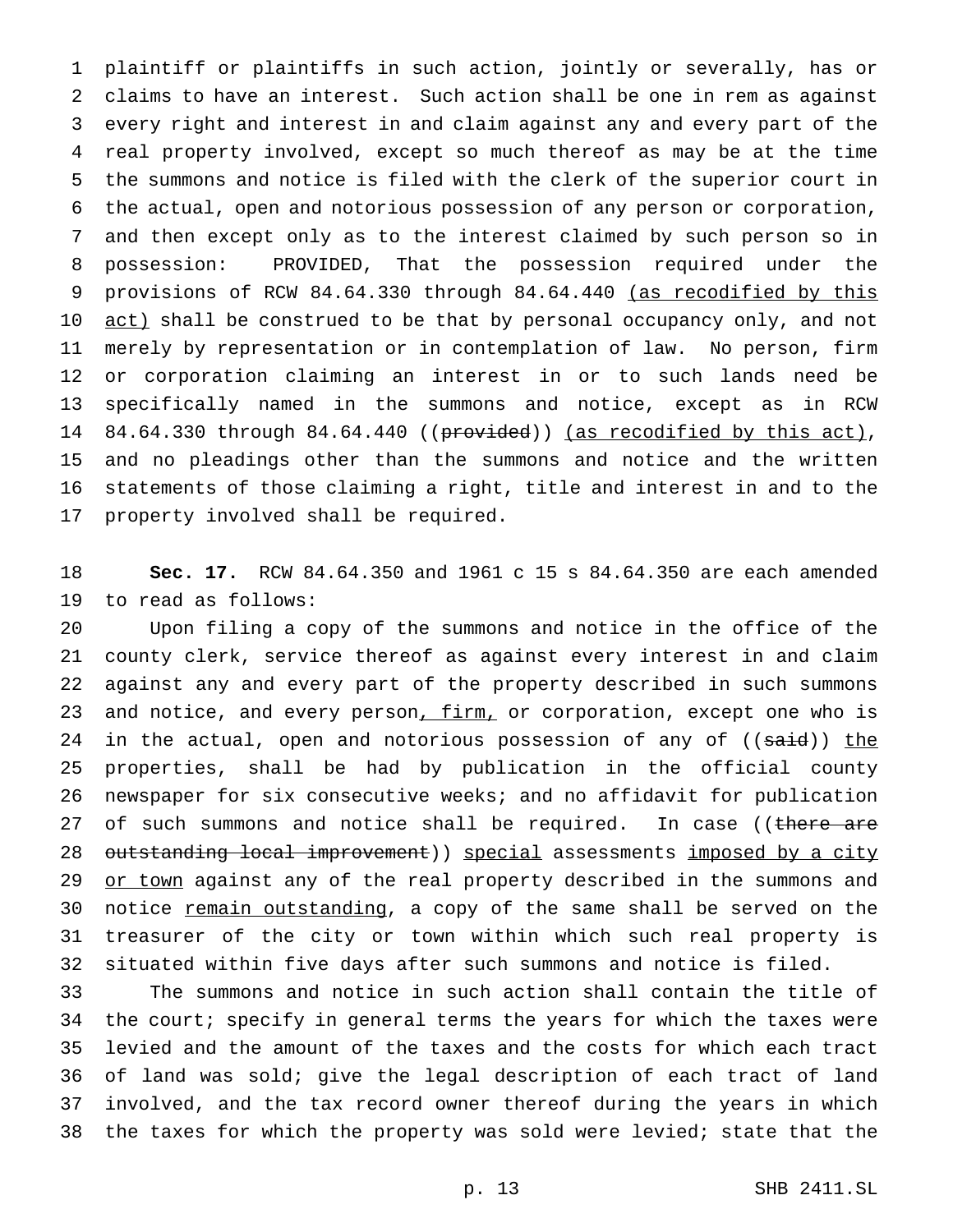plaintiff or plaintiffs in such action, jointly or severally, has or claims to have an interest. Such action shall be one in rem as against every right and interest in and claim against any and every part of the real property involved, except so much thereof as may be at the time the summons and notice is filed with the clerk of the superior court in the actual, open and notorious possession of any person or corporation, and then except only as to the interest claimed by such person so in possession: PROVIDED, That the possession required under the provisions of RCW 84.64.330 through 84.64.440 <u>(as recodified by this act)</u> shall be construed to be that by personal occupancy only, and not merely by representation or in contemplation of law. No person, firm or corporation claiming an interest in or to such lands need be specifically named in the summons and notice, except as in RCW 84.64.330 through 84.64.440 ((~~provided~~)) <u>(as recodified by this act)</u>, and no pleadings other than the summons and notice and the written statements of those claiming a right, title and interest in and to the property involved shall be required.

**Sec. 17.** RCW 84.64.350 and 1961 c 15 s 84.64.350 are each amended to read as follows:

Upon filing a copy of the summons and notice in the office of the county clerk, service thereof as against every interest in and claim against any and every part of the property described in such summons and notice, and every person<u>, firm,</u> or corporation, except one who is in the actual, open and notorious possession of any of ((~~said~~)) <u>the</u> properties, shall be had by publication in the official county newspaper for six consecutive weeks; and no affidavit for publication of such summons and notice shall be required. In case ((~~there are outstanding local improvement~~)) <u>special</u> assessments <u>imposed by a city or town</u> against any of the real property described in the summons and notice <u>remain outstanding</u>, a copy of the same shall be served on the treasurer of the city or town within which such real property is situated within five days after such summons and notice is filed.

The summons and notice in such action shall contain the title of the court; specify in general terms the years for which the taxes were levied and the amount of the taxes and the costs for which each tract of land was sold; give the legal description of each tract of land involved, and the tax record owner thereof during the years in which the taxes for which the property was sold were levied; state that the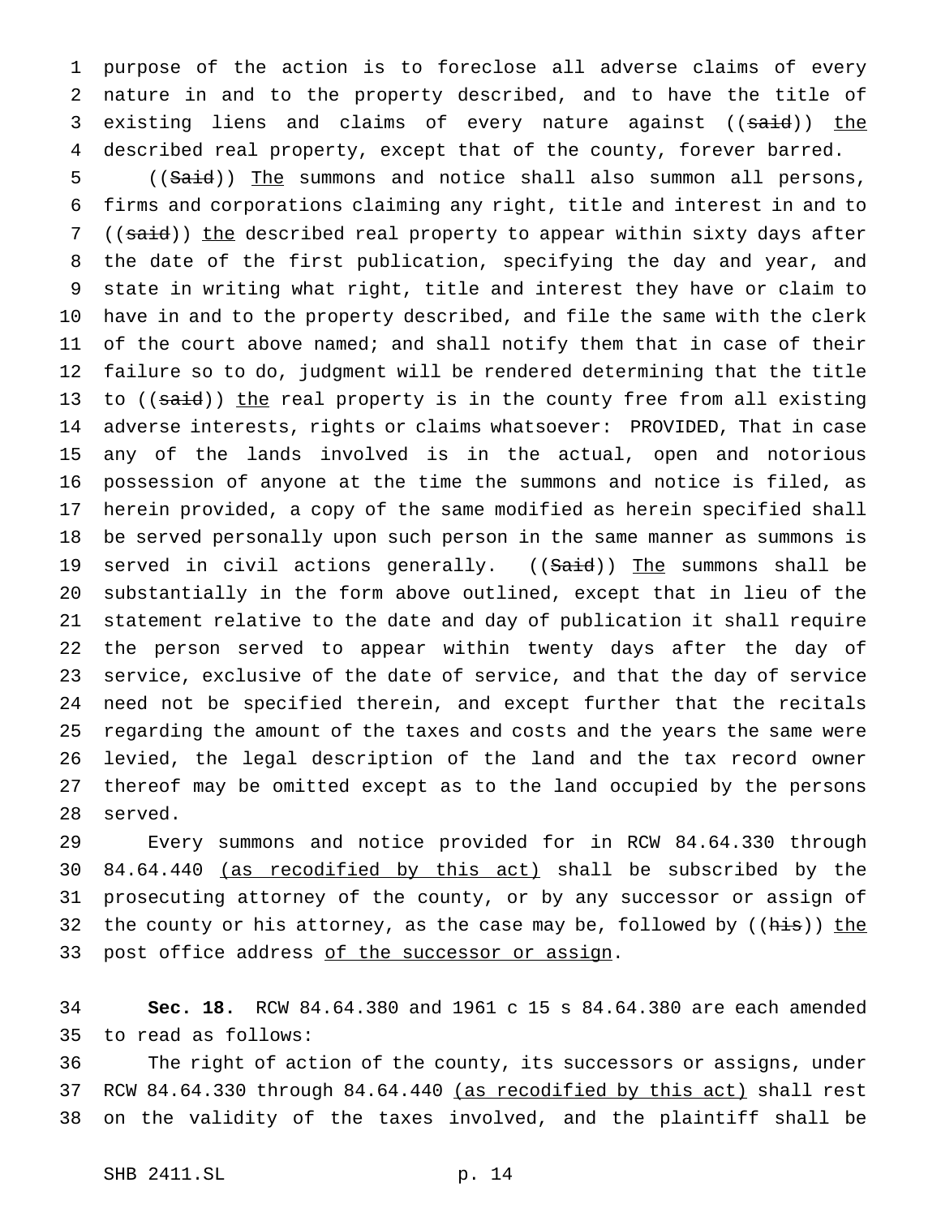purpose of the action is to foreclose all adverse claims of every nature in and to the property described, and to have the title of existing liens and claims of every nature against ((~~said~~)) <u>the</u> described real property, except that of the county, forever barred.

((~~Said~~)) <u>The</u> summons and notice shall also summon all persons, firms and corporations claiming any right, title and interest in and to ((~~said~~)) <u>the</u> described real property to appear within sixty days after the date of the first publication, specifying the day and year, and state in writing what right, title and interest they have or claim to have in and to the property described, and file the same with the clerk of the court above named; and shall notify them that in case of their failure so to do, judgment will be rendered determining that the title to ((~~said~~)) <u>the</u> real property is in the county free from all existing adverse interests, rights or claims whatsoever: PROVIDED, That in case any of the lands involved is in the actual, open and notorious possession of anyone at the time the summons and notice is filed, as herein provided, a copy of the same modified as herein specified shall be served personally upon such person in the same manner as summons is served in civil actions generally. ((~~Said~~)) <u>The</u> summons shall be substantially in the form above outlined, except that in lieu of the statement relative to the date and day of publication it shall require the person served to appear within twenty days after the day of service, exclusive of the date of service, and that the day of service need not be specified therein, and except further that the recitals regarding the amount of the taxes and costs and the years the same were levied, the legal description of the land and the tax record owner thereof may be omitted except as to the land occupied by the persons served.

Every summons and notice provided for in RCW 84.64.330 through 84.64.440 <u>(as recodified by this act)</u> shall be subscribed by the prosecuting attorney of the county, or by any successor or assign of the county or his attorney, as the case may be, followed by ((~~his~~)) <u>the</u> post office address <u>of the successor or assign</u>.

**Sec. 18.** RCW 84.64.380 and 1961 c 15 s 84.64.380 are each amended to read as follows:

The right of action of the county, its successors or assigns, under RCW 84.64.330 through 84.64.440 <u>(as recodified by this act)</u> shall rest on the validity of the taxes involved, and the plaintiff shall be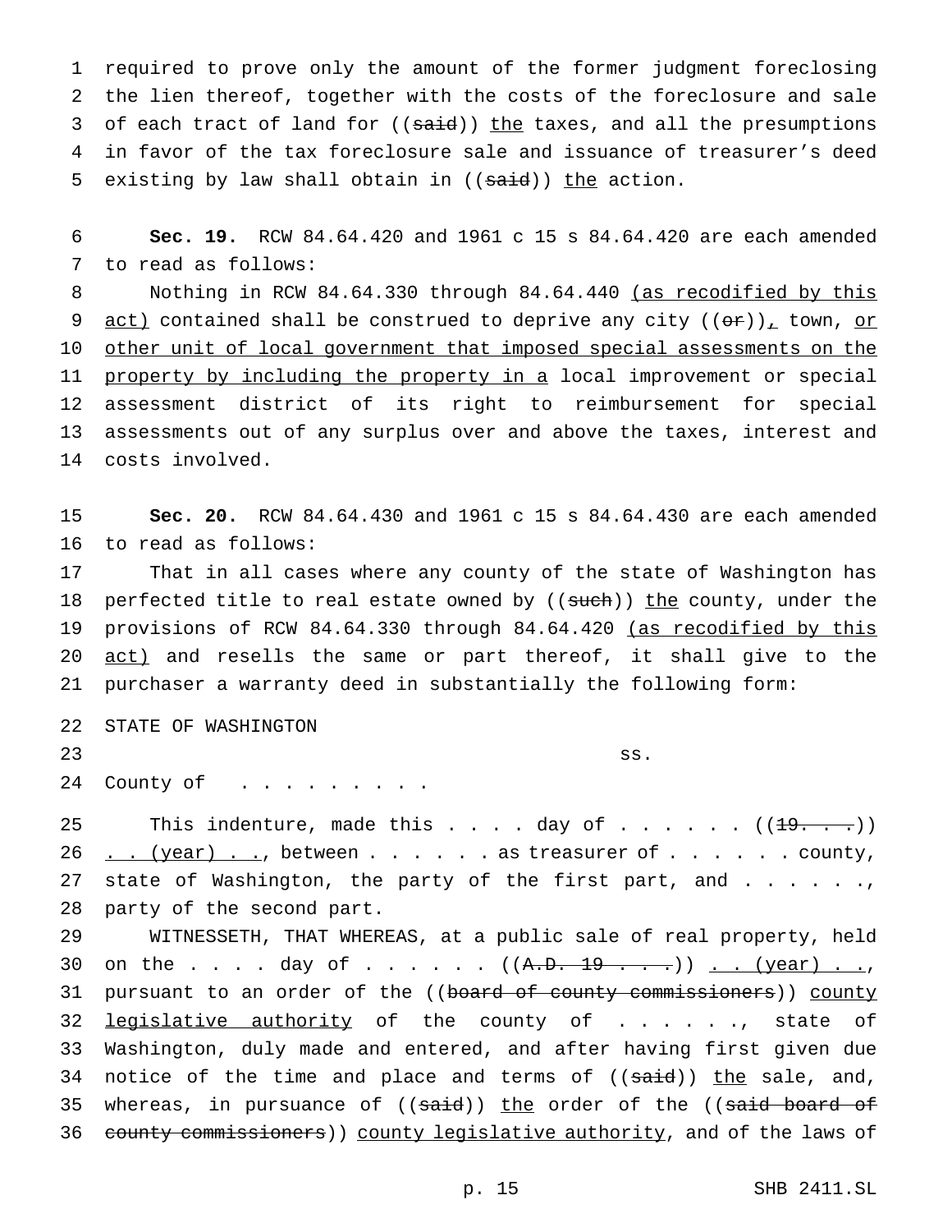required to prove only the amount of the former judgment foreclosing the lien thereof, together with the costs of the foreclosure and sale of each tract of land for ((~~said~~)) <u>the</u> taxes, and all the presumptions in favor of the tax foreclosure sale and issuance of treasurer's deed existing by law shall obtain in ((~~said~~)) <u>the</u> action.

**Sec. 19.** RCW 84.64.420 and 1961 c 15 s 84.64.420 are each amended to read as follows:

Nothing in RCW 84.64.330 through 84.64.440 <u>(as recodified by this act)</u> contained shall be construed to deprive any city ((~~or~~))<u>,</u> town, <u>or other unit of local government that imposed special assessments on the property by including the property in a</u> local improvement or special assessment district of its right to reimbursement for special assessments out of any surplus over and above the taxes, interest and costs involved.

**Sec. 20.** RCW 84.64.430 and 1961 c 15 s 84.64.430 are each amended to read as follows:

That in all cases where any county of the state of Washington has perfected title to real estate owned by ((~~such~~)) <u>the</u> county, under the provisions of RCW 84.64.330 through 84.64.420 <u>(as recodified by this act)</u> and resells the same or part thereof, it shall give to the purchaser a warranty deed in substantially the following form:

STATE OF WASHINGTON

ss.

County of . . . . . . . . .

This indenture, made this . . . . day of . . . . . . ((~~19. . . .~~)) <u>. . (year) . .</u>, between . . . . . . as treasurer of . . . . . . county, state of Washington, the party of the first part, and . . . . . ., party of the second part.

WITNESSETH, THAT WHEREAS, at a public sale of real property, held on the . . . . day of . . . . . . ((~~A.D. 19 . . . .~~)) <u>. . (year) . .</u>, pursuant to an order of the ((~~board of county commissioners~~)) <u>county legislative authority</u> of the county of . . . . . ., state of Washington, duly made and entered, and after having first given due notice of the time and place and terms of ((~~said~~)) <u>the</u> sale, and, whereas, in pursuance of ((~~said~~)) <u>the</u> order of the ((~~said board of county commissioners~~)) <u>county legislative authority</u>, and of the laws of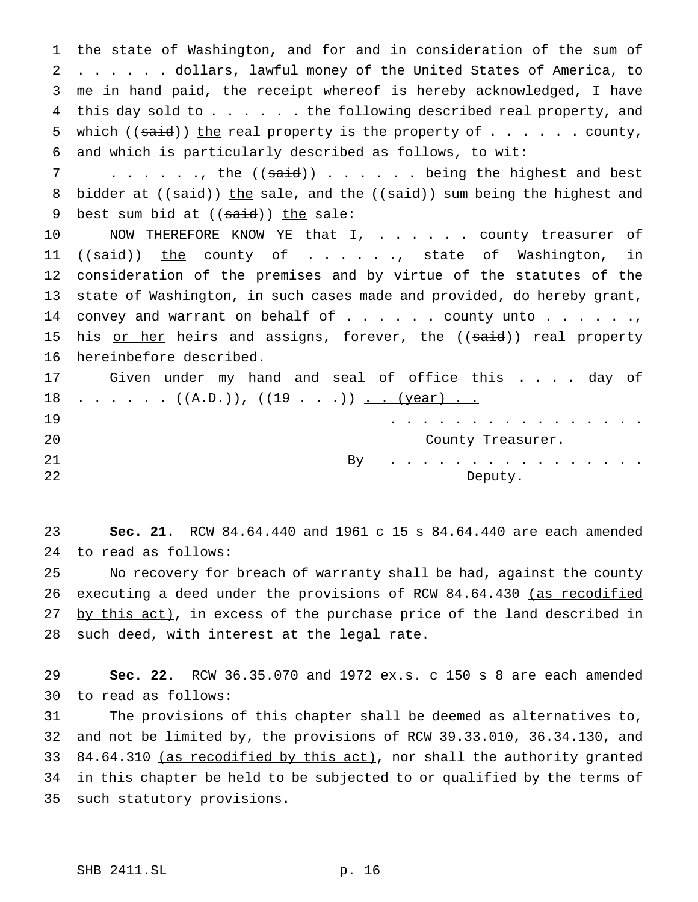the state of Washington, and for and in consideration of the sum of . . . . . . dollars, lawful money of the United States of America, to me in hand paid, the receipt whereof is hereby acknowledged, I have this day sold to . . . . . . the following described real property, and which ((~~said~~)) <u>the</u> real property is the property of . . . . . . county, and which is particularly described as follows, to wit:

. . . . . ., the ((~~said~~)) . . . . . . being the highest and best bidder at ((~~said~~)) <u>the</u> sale, and the ((~~said~~)) sum being the highest and best sum bid at ((~~said~~)) <u>the</u> sale:

NOW THEREFORE KNOW YE that I, . . . . . . county treasurer of ((~~said~~)) <u>the</u> county of . . . . . ., state of Washington, in consideration of the premises and by virtue of the statutes of the state of Washington, in such cases made and provided, do hereby grant, convey and warrant on behalf of . . . . . . county unto . . . . . ., his <u>or her</u> heirs and assigns, forever, the ((~~said~~)) real property hereinbefore described.

Given under my hand and seal of office this . . . . day of . . . . . . ((~~A.D.~~)), ((~~19 . . . .~~)) <u>. . (year) . .</u>

. . . . . . . . . . . . . . . . .
County Treasurer.

By . . . . . . . . . . . . . . . . .
Deputy.

**Sec. 21.** RCW 84.64.440 and 1961 c 15 s 84.64.440 are each amended to read as follows:

No recovery for breach of warranty shall be had, against the county executing a deed under the provisions of RCW 84.64.430 <u>(as recodified by this act)</u>, in excess of the purchase price of the land described in such deed, with interest at the legal rate.

**Sec. 22.** RCW 36.35.070 and 1972 ex.s. c 150 s 8 are each amended to read as follows:

The provisions of this chapter shall be deemed as alternatives to, and not be limited by, the provisions of RCW 39.33.010, 36.34.130, and 84.64.310 <u>(as recodified by this act)</u>, nor shall the authority granted in this chapter be held to be subjected to or qualified by the terms of such statutory provisions.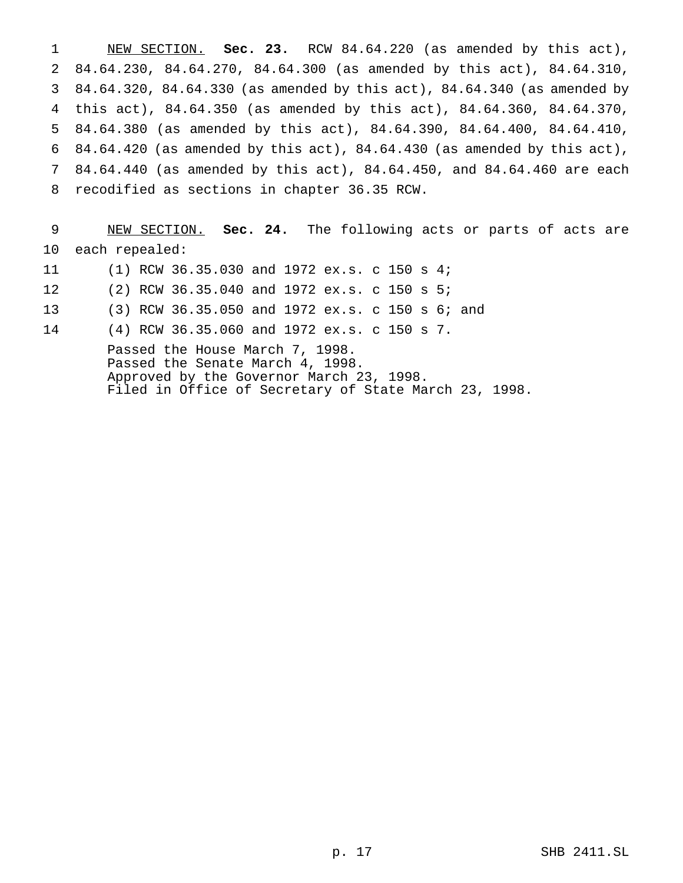NEW SECTION. **Sec. 23.** RCW 84.64.220 (as amended by this act), 84.64.230, 84.64.270, 84.64.300 (as amended by this act), 84.64.310, 84.64.320, 84.64.330 (as amended by this act), 84.64.340 (as amended by this act), 84.64.350 (as amended by this act), 84.64.360, 84.64.370, 84.64.380 (as amended by this act), 84.64.390, 84.64.400, 84.64.410, 84.64.420 (as amended by this act), 84.64.430 (as amended by this act), 84.64.440 (as amended by this act), 84.64.450, and 84.64.460 are each recodified as sections in chapter 36.35 RCW.

NEW SECTION. **Sec. 24.** The following acts or parts of acts are each repealed:

(1) RCW 36.35.030 and 1972 ex.s. c 150 s 4;

(2) RCW 36.35.040 and 1972 ex.s. c 150 s 5;

(3) RCW 36.35.050 and 1972 ex.s. c 150 s 6; and

(4) RCW 36.35.060 and 1972 ex.s. c 150 s 7.

Passed the House March 7, 1998.
Passed the Senate March 4, 1998.
Approved by the Governor March 23, 1998.
Filed in Office of Secretary of State March 23, 1998.